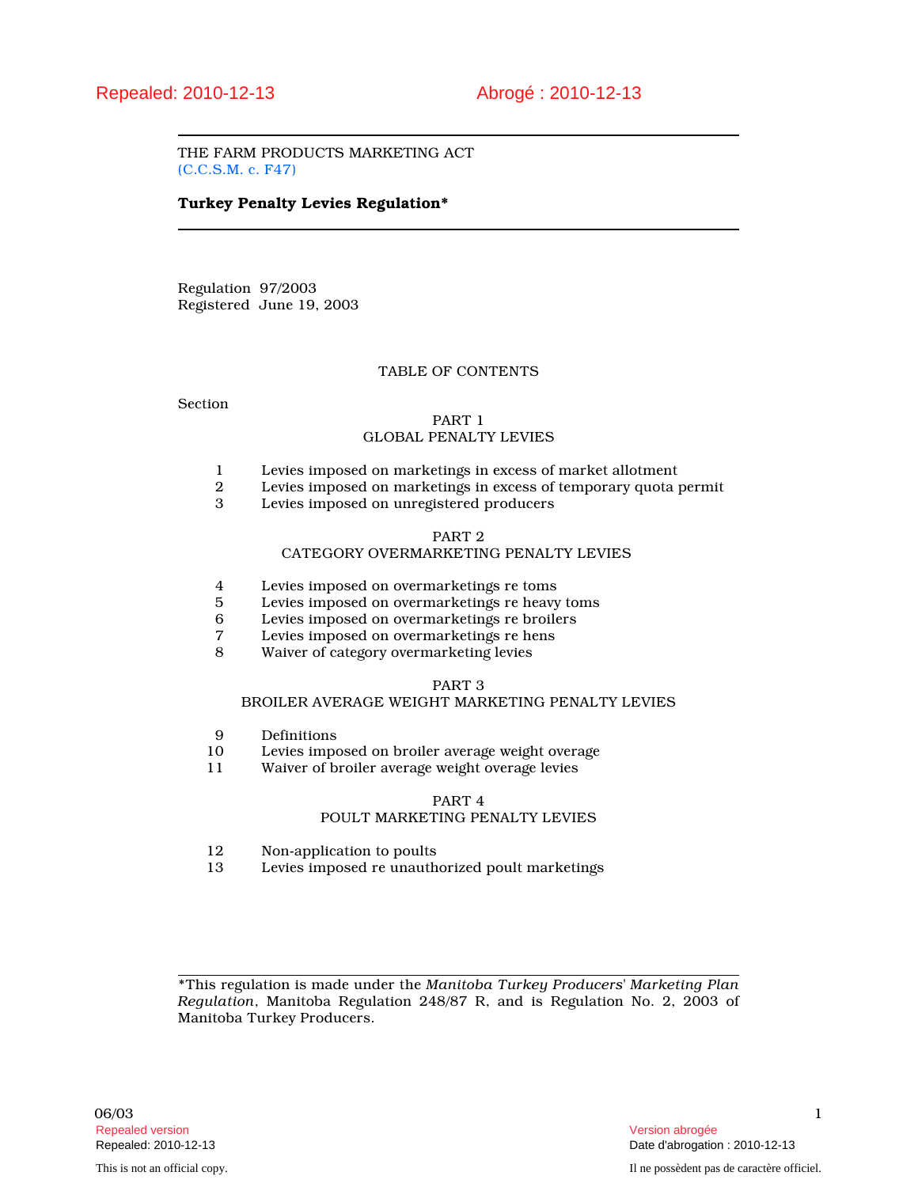Repealed: 2010-12-13 Abrogé : 2010-12-13

THE FARM PRODUCTS MARKETING ACT
(C.C.S.M. c. F47)

**Turkey Penalty Levies Regulation***

Regulation 97/2003
Registered June 19, 2003

TABLE OF CONTENTS

Section

PART 1
GLOBAL PENALTY LEVIES

1 Levies imposed on marketings in excess of market allotment
2 Levies imposed on marketings in excess of temporary quota permit
3 Levies imposed on unregistered producers

PART 2
CATEGORY OVERMARKETING PENALTY LEVIES

4 Levies imposed on overmarketings re toms
5 Levies imposed on overmarketings re heavy toms
6 Levies imposed on overmarketings re broilers
7 Levies imposed on overmarketings re hens
8 Waiver of category overmarketing levies

PART 3
BROILER AVERAGE WEIGHT MARKETING PENALTY LEVIES

9 Definitions
10 Levies imposed on broiler average weight overage
11 Waiver of broiler average weight overage levies

PART 4
POULT MARKETING PENALTY LEVIES

12 Non-application to poults
13 Levies imposed re unauthorized poult marketings

*This regulation is made under the *Manitoba Turkey Producers' Marketing Plan Regulation*, Manitoba Regulation 248/87 R, and is Regulation No. 2, 2003 of Manitoba Turkey Producers.

06/03

Repealed version
Repealed: 2010-12-13

Version abrogée
Date d'abrogation : 2010-12-13

This is not an official copy.

Il ne possèdent pas de caractère officiel.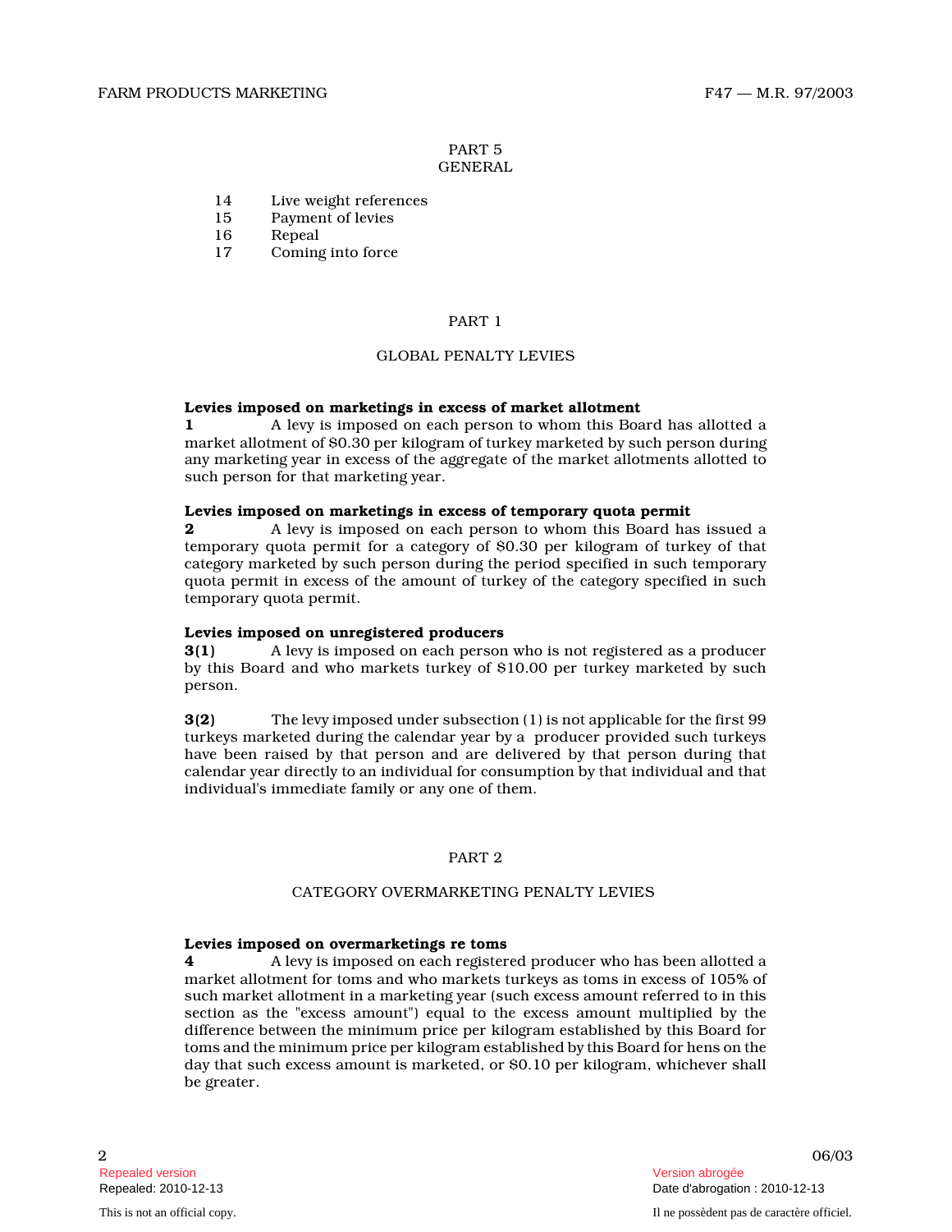PART 5
GENERAL

14 Live weight references
15 Payment of levies
16 Repeal
17 Coming into force

## PART 1

## GLOBAL PENALTY LEVIES

**Levies imposed on marketings in excess of market allotment**

**1** A levy is imposed on each person to whom this Board has allotted a market allotment of $0.30 per kilogram of turkey marketed by such person during any marketing year in excess of the aggregate of the market allotments allotted to such person for that marketing year.

**Levies imposed on marketings in excess of temporary quota permit**

**2** A levy is imposed on each person to whom this Board has issued a temporary quota permit for a category of $0.30 per kilogram of turkey of that category marketed by such person during the period specified in such temporary quota permit in excess of the amount of turkey of the category specified in such temporary quota permit.

**Levies imposed on unregistered producers**

**3(1)** A levy is imposed on each person who is not registered as a producer by this Board and who markets turkey of $10.00 per turkey marketed by such person.

**3(2)** The levy imposed under subsection (1) is not applicable for the first 99 turkeys marketed during the calendar year by a producer provided such turkeys have been raised by that person and are delivered by that person during that calendar year directly to an individual for consumption by that individual and that individual's immediate family or any one of them.

## PART 2

## CATEGORY OVERMARKETING PENALTY LEVIES

**Levies imposed on overmarketings re toms**

**4** A levy is imposed on each registered producer who has been allotted a market allotment for toms and who markets turkeys as toms in excess of 105% of such market allotment in a marketing year (such excess amount referred to in this section as the "excess amount") equal to the excess amount multiplied by the difference between the minimum price per kilogram established by this Board for toms and the minimum price per kilogram established by this Board for hens on the day that such excess amount is marketed, or $0.10 per kilogram, whichever shall be greater.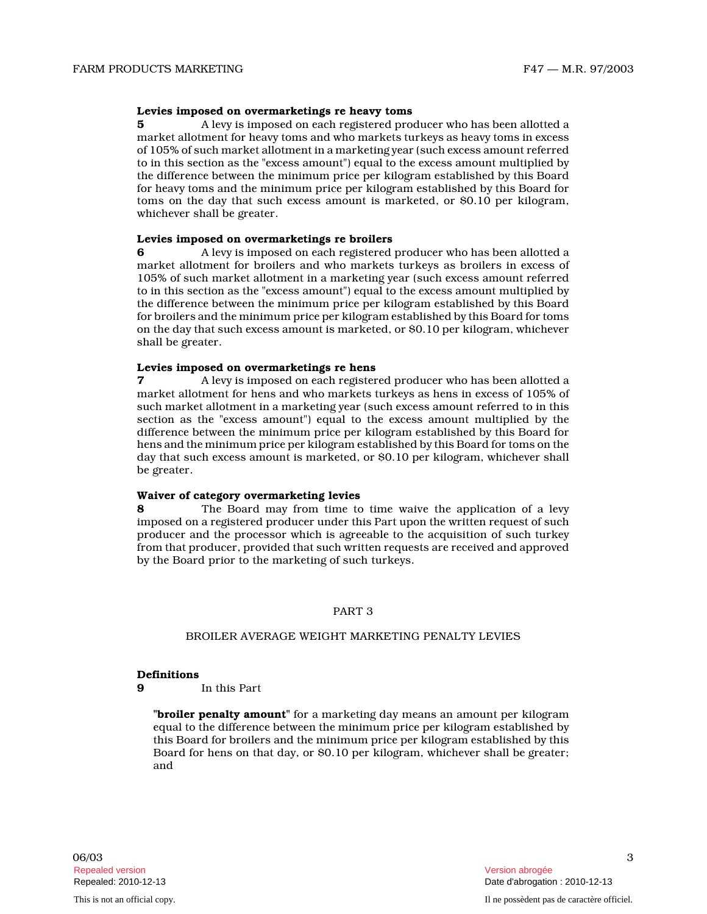**Levies imposed on overmarketings re heavy toms**

**5** A levy is imposed on each registered producer who has been allotted a market allotment for heavy toms and who markets turkeys as heavy toms in excess of 105% of such market allotment in a marketing year (such excess amount referred to in this section as the "excess amount") equal to the excess amount multiplied by the difference between the minimum price per kilogram established by this Board for heavy toms and the minimum price per kilogram established by this Board for toms on the day that such excess amount is marketed, or $0.10 per kilogram, whichever shall be greater.

**Levies imposed on overmarketings re broilers**

**6** A levy is imposed on each registered producer who has been allotted a market allotment for broilers and who markets turkeys as broilers in excess of 105% of such market allotment in a marketing year (such excess amount referred to in this section as the "excess amount") equal to the excess amount multiplied by the difference between the minimum price per kilogram established by this Board for broilers and the minimum price per kilogram established by this Board for toms on the day that such excess amount is marketed, or $0.10 per kilogram, whichever shall be greater.

**Levies imposed on overmarketings re hens**

**7** A levy is imposed on each registered producer who has been allotted a market allotment for hens and who markets turkeys as hens in excess of 105% of such market allotment in a marketing year (such excess amount referred to in this section as the "excess amount") equal to the excess amount multiplied by the difference between the minimum price per kilogram established by this Board for hens and the minimum price per kilogram established by this Board for toms on the day that such excess amount is marketed, or $0.10 per kilogram, whichever shall be greater.

**Waiver of category overmarketing levies**

**8** The Board may from time to time waive the application of a levy imposed on a registered producer under this Part upon the written request of such producer and the processor which is agreeable to the acquisition of such turkey from that producer, provided that such written requests are received and approved by the Board prior to the marketing of such turkeys.

## PART 3

## BROILER AVERAGE WEIGHT MARKETING PENALTY LEVIES

**Definitions**

**9** In this Part

"**broiler penalty amount**" for a marketing day means an amount per kilogram equal to the difference between the minimum price per kilogram established by this Board for broilers and the minimum price per kilogram established by this Board for hens on that day, or $0.10 per kilogram, whichever shall be greater; and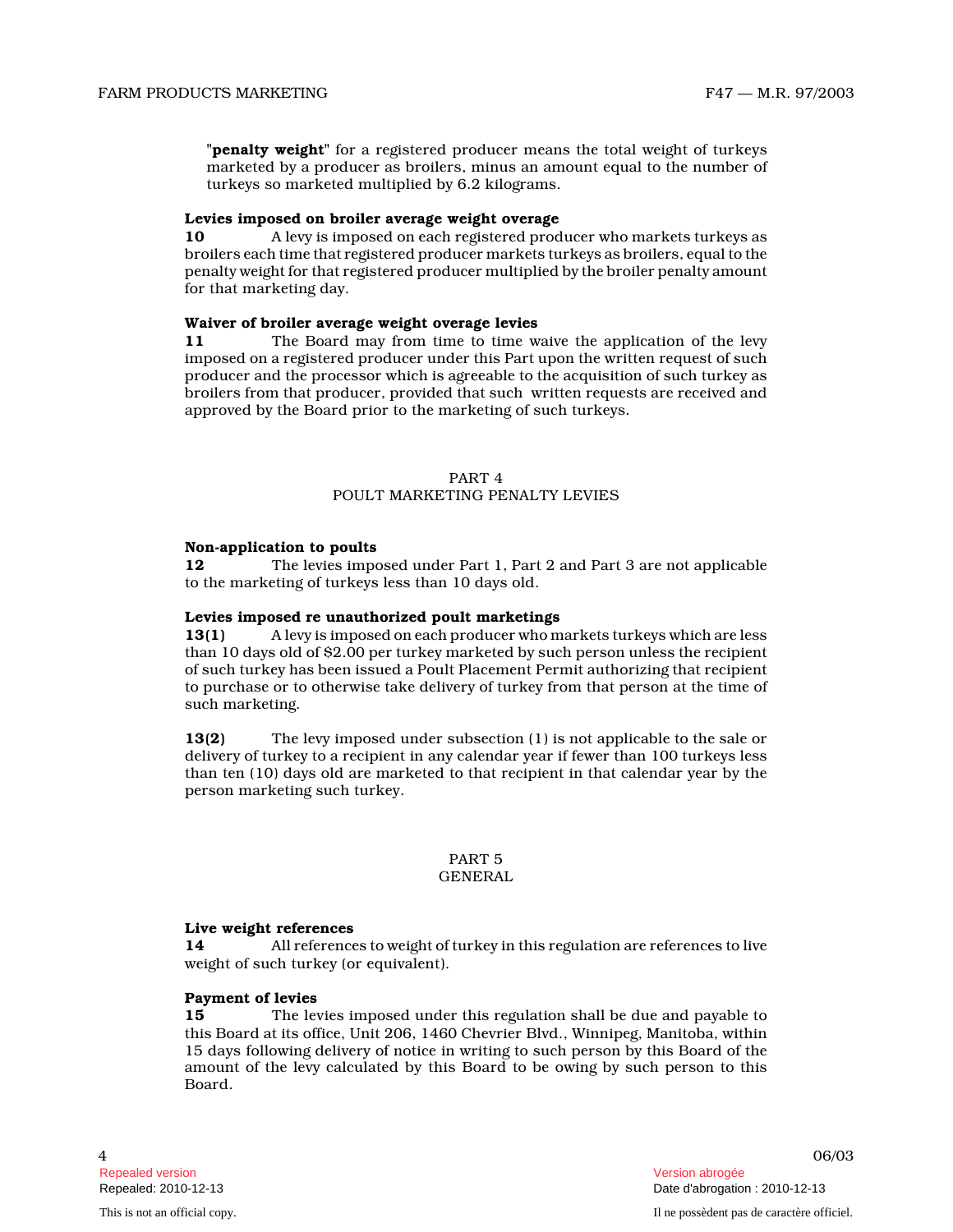"**penalty weight**" for a registered producer means the total weight of turkeys marketed by a producer as broilers, minus an amount equal to the number of turkeys so marketed multiplied by 6.2 kilograms.

**Levies imposed on broiler average weight overage**

**10** A levy is imposed on each registered producer who markets turkeys as broilers each time that registered producer markets turkeys as broilers, equal to the penalty weight for that registered producer multiplied by the broiler penalty amount for that marketing day.

**Waiver of broiler average weight overage levies**

**11** The Board may from time to time waive the application of the levy imposed on a registered producer under this Part upon the written request of such producer and the processor which is agreeable to the acquisition of such turkey as broilers from that producer, provided that such written requests are received and approved by the Board prior to the marketing of such turkeys.

## PART 4
## POULT MARKETING PENALTY LEVIES

**Non-application to poults**

**12** The levies imposed under Part 1, Part 2 and Part 3 are not applicable to the marketing of turkeys less than 10 days old.

**Levies imposed re unauthorized poult marketings**

**13(1)** A levy is imposed on each producer who markets turkeys which are less than 10 days old of $2.00 per turkey marketed by such person unless the recipient of such turkey has been issued a Poult Placement Permit authorizing that recipient to purchase or to otherwise take delivery of turkey from that person at the time of such marketing.

**13(2)** The levy imposed under subsection (1) is not applicable to the sale or delivery of turkey to a recipient in any calendar year if fewer than 100 turkeys less than ten (10) days old are marketed to that recipient in that calendar year by the person marketing such turkey.

## PART 5
## GENERAL

**Live weight references**

**14** All references to weight of turkey in this regulation are references to live weight of such turkey (or equivalent).

**Payment of levies**

**15** The levies imposed under this regulation shall be due and payable to this Board at its office, Unit 206, 1460 Chevrier Blvd., Winnipeg, Manitoba, within 15 days following delivery of notice in writing to such person by this Board of the amount of the levy calculated by this Board to be owing by such person to this Board.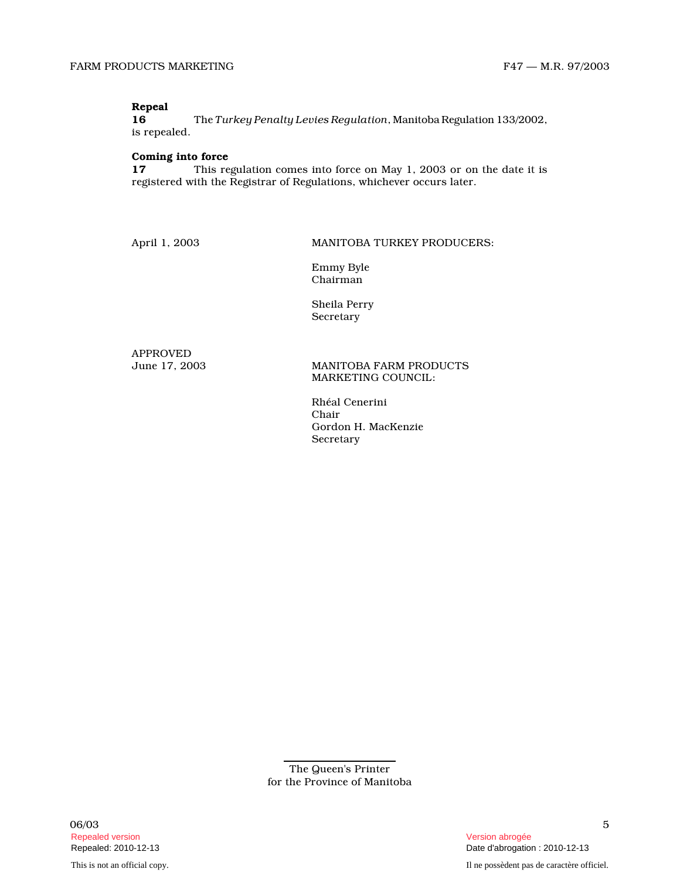**Repeal**

**16** The *Turkey Penalty Levies Regulation*, Manitoba Regulation 133/2002, is repealed.

**Coming into force**

**17** This regulation comes into force on May 1, 2003 or on the date it is registered with the Registrar of Regulations, whichever occurs later.

April 1, 2003

MANITOBA TURKEY PRODUCERS:

Emmy Byle
Chairman

Sheila Perry
Secretary

APPROVED
June 17, 2003

MANITOBA FARM PRODUCTS MARKETING COUNCIL:

Rhéal Cenerini
Chair
Gordon H. MacKenzie
Secretary

The Queen's Printer
for the Province of Manitoba

Repealed version
Repealed: 2010-12-13

Version abrogée
Date d'abrogation : 2010-12-13

This is not an official copy.

Il ne possèdent pas de caractère officiel.